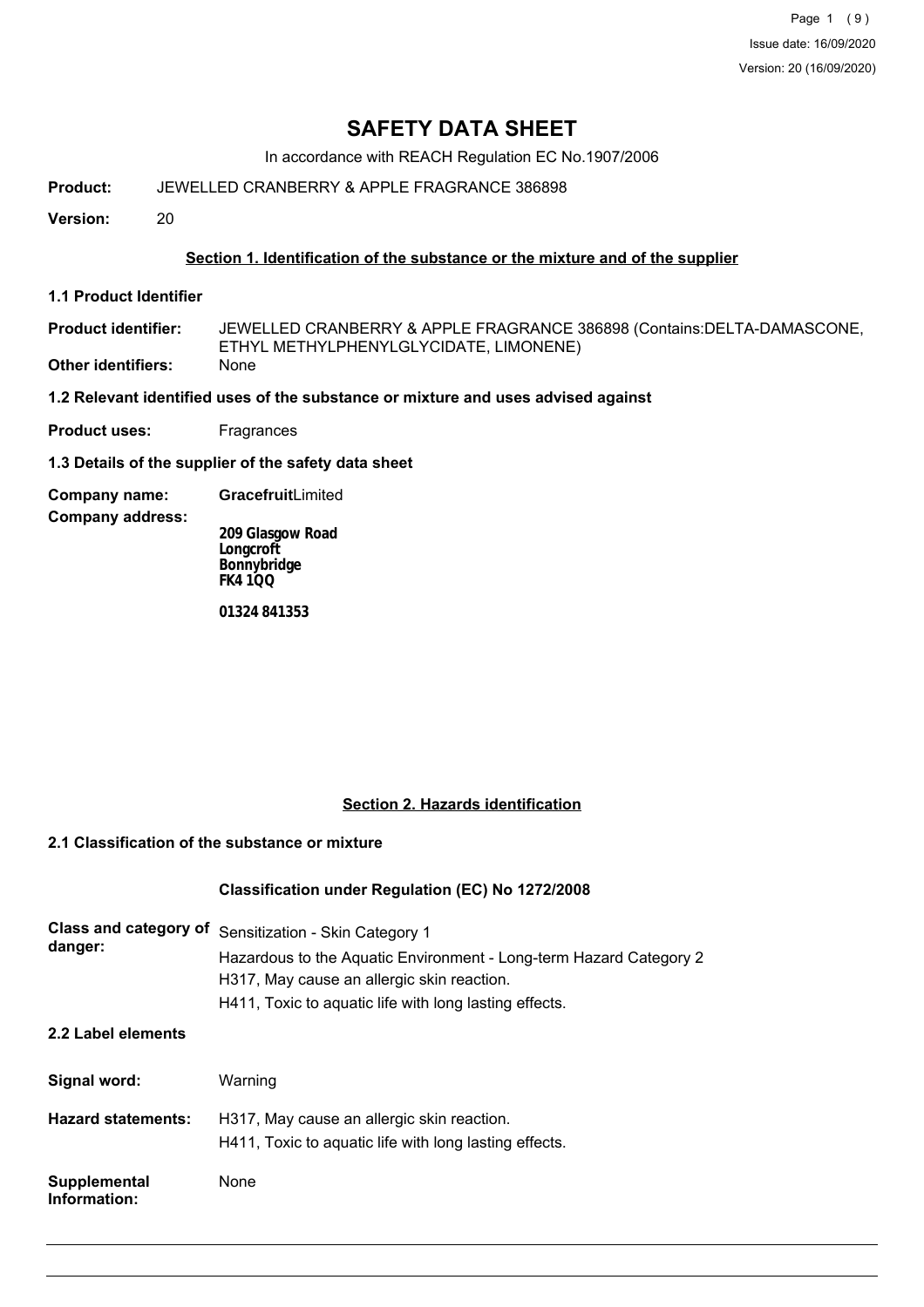# SAFETY DATA SHEET

In accordance with REACH Regulation EC No.1907/2006

**Product:** JEWELLED CRANBERRY & APPLE FRAGRANCE 386898

**Version:** 20

## Section 1. Identification of the substance or the mixture and of the supplier

### 1.1 Product Identifier

**Product identifier:** JEWELLED CRANBERRY & APPLE FRAGRANCE 386898 (Contains:DELTA-DAMASCONE, ETHYL METHYLPHENYLGLYCIDATE, LIMONENE)

**Other identifiers:** None

### 1.2 Relevant identified uses of the substance or mixture and uses advised against

**Product uses:** Fragrances

### 1.3 Details of the supplier of the safety data sheet

**Company name:** **Gracefruit**Limited

**Company address:**

**209 Glasgow Road**
**Longcroft**
**Bonnybridge**
**FK4 1QQ**

**01324 841353**

## Section 2. Hazards identification

### 2.1 Classification of the substance or mixture

**Classification under Regulation (EC) No 1272/2008**

**Class and category of danger:**
Sensitization - Skin Category 1
Hazardous to the Aquatic Environment - Long-term Hazard Category 2
H317, May cause an allergic skin reaction.
H411, Toxic to aquatic life with long lasting effects.

### 2.2 Label elements

**Signal word:** Warning

**Hazard statements:**
H317, May cause an allergic skin reaction.
H411, Toxic to aquatic life with long lasting effects.

**Supplemental Information:** None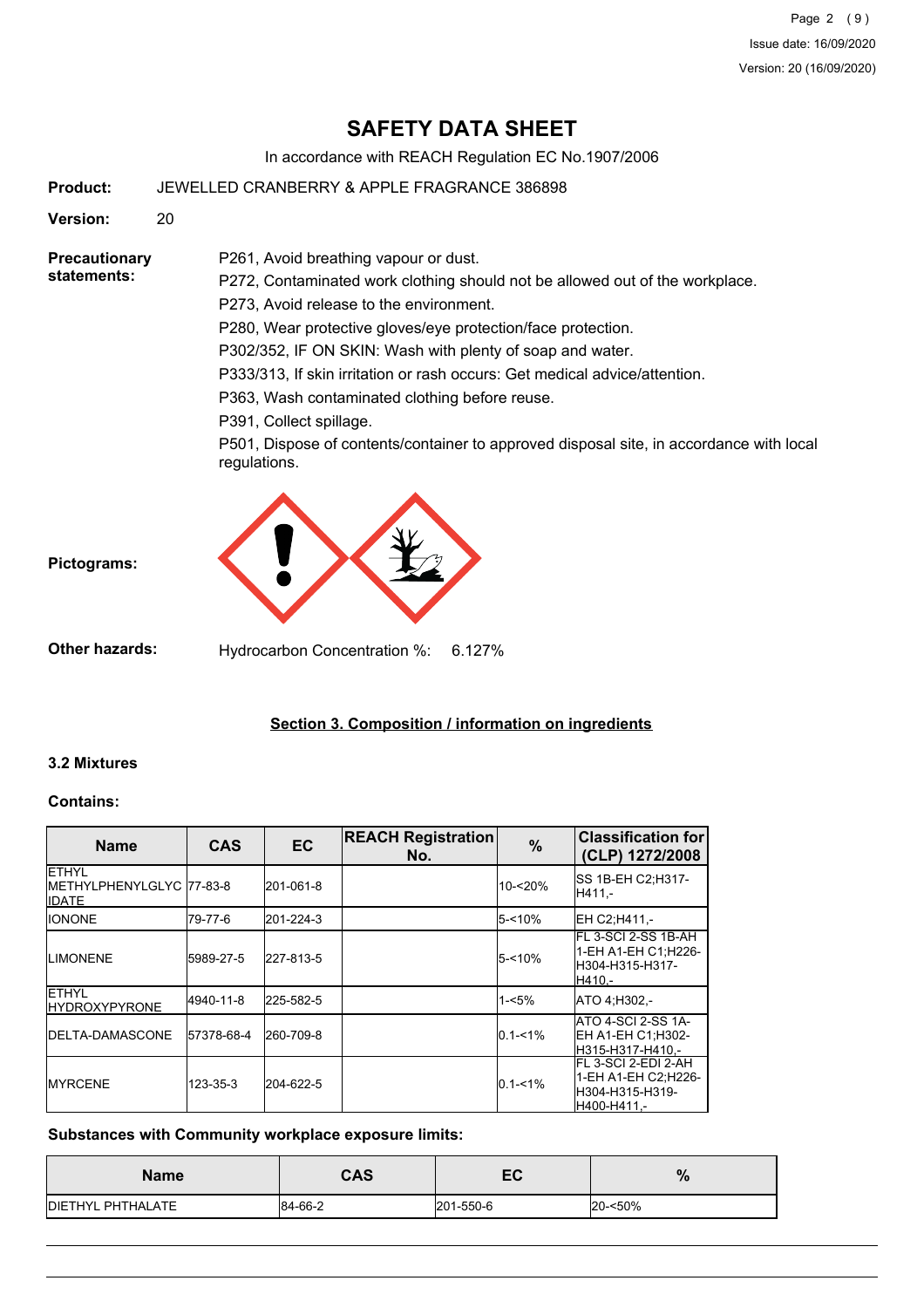**Product:** JEWELLED CRANBERRY & APPLE FRAGRANCE 386898

**Version:** 20

**Precautionary statements:**

P261, Avoid breathing vapour or dust.

P272, Contaminated work clothing should not be allowed out of the workplace.

P273, Avoid release to the environment.

P280, Wear protective gloves/eye protection/face protection.

P302/352, IF ON SKIN: Wash with plenty of soap and water.

P333/313, If skin irritation or rash occurs: Get medical advice/attention.

P363, Wash contaminated clothing before reuse.

P391, Collect spillage.

P501, Dispose of contents/container to approved disposal site, in accordance with local regulations.

**Pictograms:**

**Other hazards:** Hydrocarbon Concentration %: 6.127%

## Section 3. Composition / information on ingredients

### 3.2 Mixtures

**Contains:**

| Name | CAS | EC | REACH Registration No. | % | Classification for (CLP) 1272/2008 |
|---|---|---|---|---|---|
| ETHYL METHYLPHENYLGLYCIDATE | 77-83-8 | 201-061-8 | | 10-<20% | SS 1B-EH C2;H317-H411,- |
| IONONE | 79-77-6 | 201-224-3 | | 5-<10% | EH C2;H411,- |
| LIMONENE | 5989-27-5 | 227-813-5 | | 5-<10% | FL 3-SCI 2-SS 1B-AH 1-EH A1-EH C1;H226-H304-H315-H317-H410,- |
| ETHYL HYDROXYPYRONE | 4940-11-8 | 225-582-5 | | 1-<5% | ATO 4;H302,- |
| DELTA-DAMASCONE | 57378-68-4 | 260-709-8 | | 0.1-<1% | ATO 4-SCI 2-SS 1A-EH A1-EH C1;H302-H315-H317-H410,- |
| MYRCENE | 123-35-3 | 204-622-5 | | 0.1-<1% | FL 3-SCI 2-EDI 2-AH 1-EH A1-EH C2;H226-H304-H315-H319-H400-H411,- |

**Substances with Community workplace exposure limits:**

| Name | CAS | EC | % |
|---|---|---|---|
| DIETHYL PHTHALATE | 84-66-2 | 201-550-6 | 20-<50% |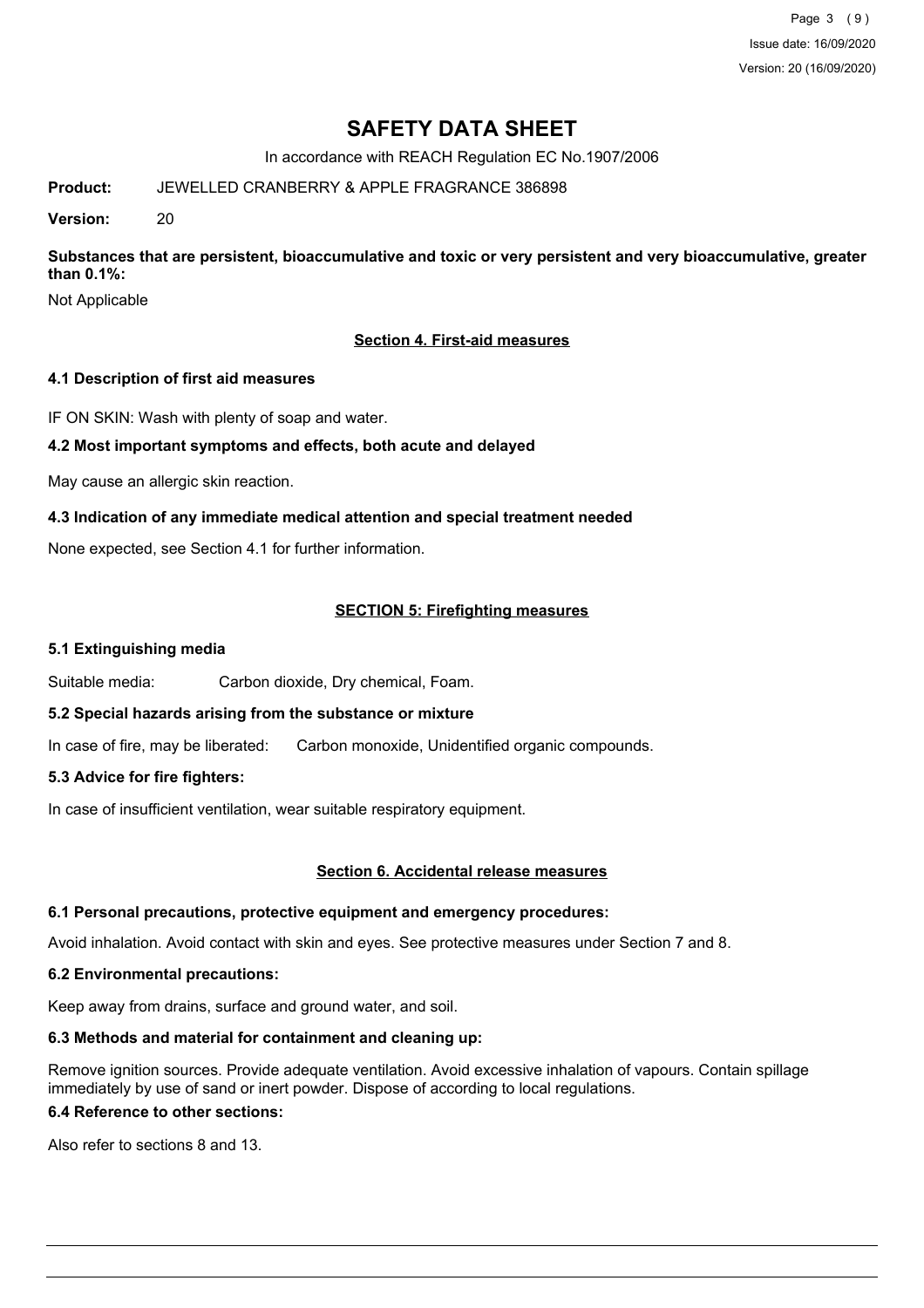# SAFETY DATA SHEET

In accordance with REACH Regulation EC No.1907/2006

**Product:** JEWELLED CRANBERRY & APPLE FRAGRANCE 386898

**Version:** 20

**Substances that are persistent, bioaccumulative and toxic or very persistent and very bioaccumulative, greater than 0.1%:**

Not Applicable

## Section 4. First-aid measures

### 4.1 Description of first aid measures

IF ON SKIN: Wash with plenty of soap and water.

### 4.2 Most important symptoms and effects, both acute and delayed

May cause an allergic skin reaction.

### 4.3 Indication of any immediate medical attention and special treatment needed

None expected, see Section 4.1 for further information.

## SECTION 5: Firefighting measures

### 5.1 Extinguishing media

Suitable media: Carbon dioxide, Dry chemical, Foam.

### 5.2 Special hazards arising from the substance or mixture

In case of fire, may be liberated: Carbon monoxide, Unidentified organic compounds.

### 5.3 Advice for fire fighters:

In case of insufficient ventilation, wear suitable respiratory equipment.

## Section 6. Accidental release measures

### 6.1 Personal precautions, protective equipment and emergency procedures:

Avoid inhalation. Avoid contact with skin and eyes. See protective measures under Section 7 and 8.

### 6.2 Environmental precautions:

Keep away from drains, surface and ground water, and soil.

### 6.3 Methods and material for containment and cleaning up:

Remove ignition sources. Provide adequate ventilation. Avoid excessive inhalation of vapours. Contain spillage immediately by use of sand or inert powder. Dispose of according to local regulations.

### 6.4 Reference to other sections:

Also refer to sections 8 and 13.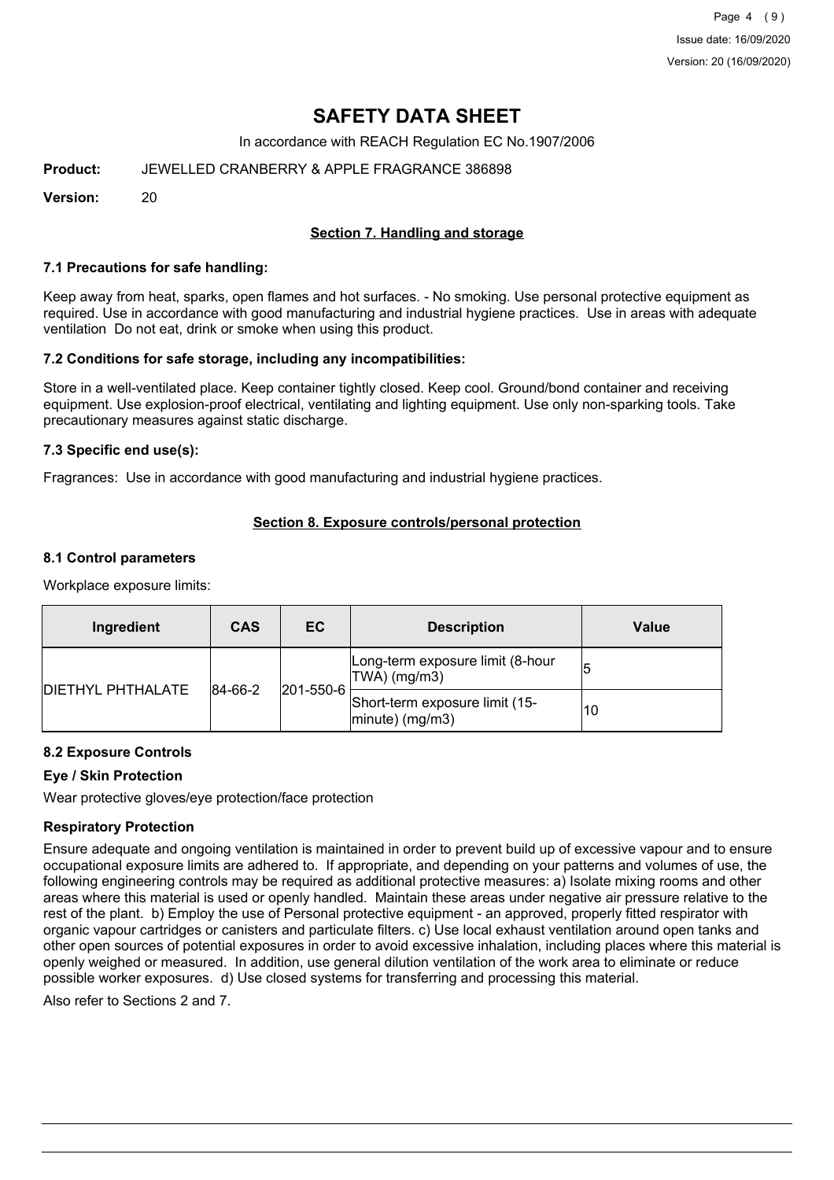# SAFETY DATA SHEET

In accordance with REACH Regulation EC No.1907/2006

**Product:** JEWELLED CRANBERRY & APPLE FRAGRANCE 386898

**Version:** 20

## Section 7. Handling and storage

### 7.1 Precautions for safe handling:

Keep away from heat, sparks, open flames and hot surfaces. - No smoking. Use personal protective equipment as required. Use in accordance with good manufacturing and industrial hygiene practices. Use in areas with adequate ventilation Do not eat, drink or smoke when using this product.

### 7.2 Conditions for safe storage, including any incompatibilities:

Store in a well-ventilated place. Keep container tightly closed. Keep cool. Ground/bond container and receiving equipment. Use explosion-proof electrical, ventilating and lighting equipment. Use only non-sparking tools. Take precautionary measures against static discharge.

### 7.3 Specific end use(s):

Fragrances: Use in accordance with good manufacturing and industrial hygiene practices.

## Section 8. Exposure controls/personal protection

### 8.1 Control parameters

Workplace exposure limits:

| Ingredient | CAS | EC | Description | Value |
|---|---|---|---|---|
| DIETHYL PHTHALATE | 84-66-2 | 201-550-6 | Long-term exposure limit (8-hour TWA) (mg/m3) | 5 |
| | | | Short-term exposure limit (15-minute) (mg/m3) | 10 |

### 8.2 Exposure Controls

#### Eye / Skin Protection

Wear protective gloves/eye protection/face protection

#### Respiratory Protection

Ensure adequate and ongoing ventilation is maintained in order to prevent build up of excessive vapour and to ensure occupational exposure limits are adhered to. If appropriate, and depending on your patterns and volumes of use, the following engineering controls may be required as additional protective measures: a) Isolate mixing rooms and other areas where this material is used or openly handled. Maintain these areas under negative air pressure relative to the rest of the plant. b) Employ the use of Personal protective equipment - an approved, properly fitted respirator with organic vapour cartridges or canisters and particulate filters. c) Use local exhaust ventilation around open tanks and other open sources of potential exposures in order to avoid excessive inhalation, including places where this material is openly weighed or measured. In addition, use general dilution ventilation of the work area to eliminate or reduce possible worker exposures. d) Use closed systems for transferring and processing this material.

Also refer to Sections 2 and 7.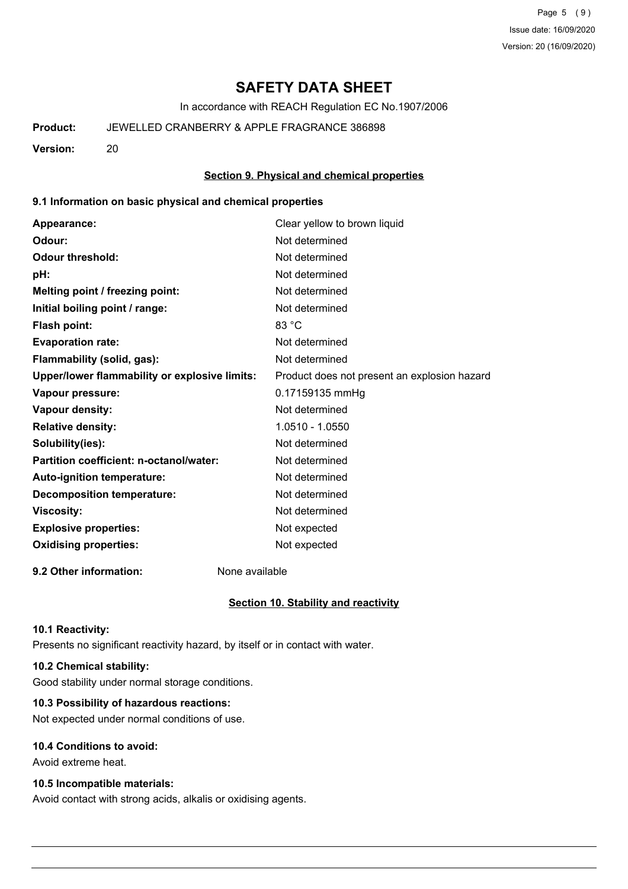# SAFETY DATA SHEET

In accordance with REACH Regulation EC No.1907/2006

**Product:** JEWELLED CRANBERRY & APPLE FRAGRANCE 386898

**Version:** 20

## Section 9. Physical and chemical properties

### 9.1 Information on basic physical and chemical properties

| | |
|---|---|
| **Appearance:** | Clear yellow to brown liquid |
| **Odour:** | Not determined |
| **Odour threshold:** | Not determined |
| **pH:** | Not determined |
| **Melting point / freezing point:** | Not determined |
| **Initial boiling point / range:** | Not determined |
| **Flash point:** | 83 °C |
| **Evaporation rate:** | Not determined |
| **Flammability (solid, gas):** | Not determined |
| **Upper/lower flammability or explosive limits:** | Product does not present an explosion hazard |
| **Vapour pressure:** | 0.17159135 mmHg |
| **Vapour density:** | Not determined |
| **Relative density:** | 1.0510 - 1.0550 |
| **Solubility(ies):** | Not determined |
| **Partition coefficient: n-octanol/water:** | Not determined |
| **Auto-ignition temperature:** | Not determined |
| **Decomposition temperature:** | Not determined |
| **Viscosity:** | Not determined |
| **Explosive properties:** | Not expected |
| **Oxidising properties:** | Not expected |

**9.2 Other information:** None available

## Section 10. Stability and reactivity

### 10.1 Reactivity:

Presents no significant reactivity hazard, by itself or in contact with water.

### 10.2 Chemical stability:

Good stability under normal storage conditions.

### 10.3 Possibility of hazardous reactions:

Not expected under normal conditions of use.

### 10.4 Conditions to avoid:

Avoid extreme heat.

### 10.5 Incompatible materials:

Avoid contact with strong acids, alkalis or oxidising agents.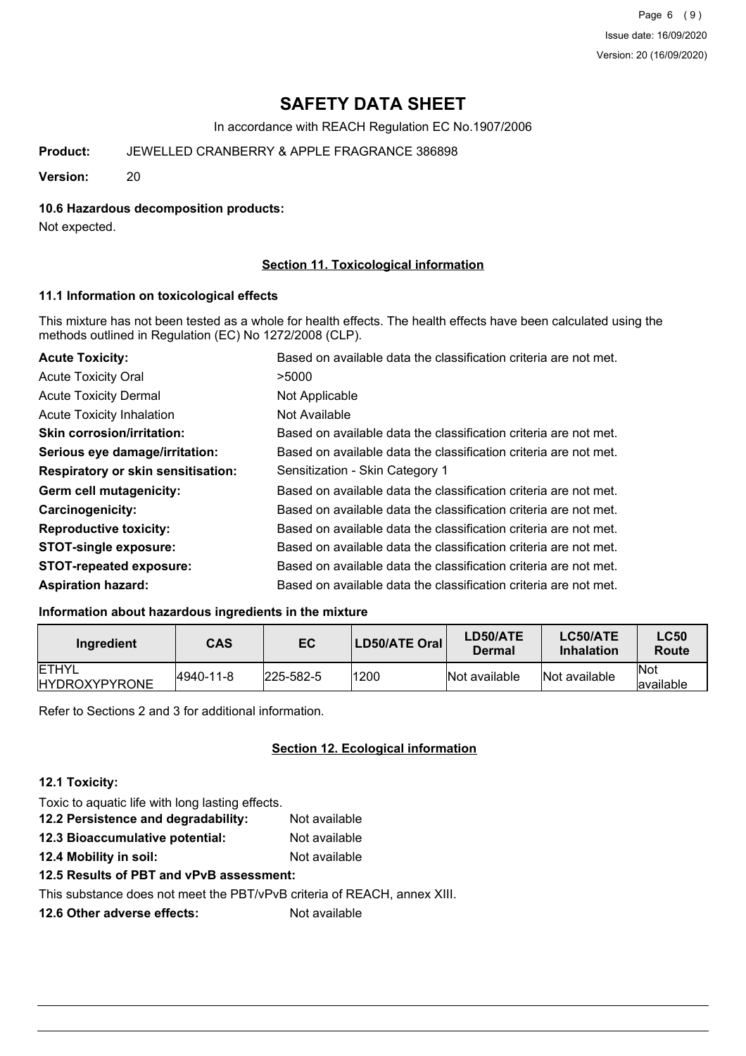# SAFETY DATA SHEET

In accordance with REACH Regulation EC No.1907/2006

**Product:** JEWELLED CRANBERRY & APPLE FRAGRANCE 386898

**Version:** 20

### 10.6 Hazardous decomposition products:

Not expected.

## Section 11. Toxicological information

### 11.1 Information on toxicological effects

This mixture has not been tested as a whole for health effects. The health effects have been calculated using the methods outlined in Regulation (EC) No 1272/2008 (CLP).

| | |
|---|---|
| **Acute Toxicity:** | Based on available data the classification criteria are not met. |
| Acute Toxicity Oral | >5000 |
| Acute Toxicity Dermal | Not Applicable |
| Acute Toxicity Inhalation | Not Available |
| **Skin corrosion/irritation:** | Based on available data the classification criteria are not met. |
| **Serious eye damage/irritation:** | Based on available data the classification criteria are not met. |
| **Respiratory or skin sensitisation:** | Sensitization - Skin Category 1 |
| **Germ cell mutagenicity:** | Based on available data the classification criteria are not met. |
| **Carcinogenicity:** | Based on available data the classification criteria are not met. |
| **Reproductive toxicity:** | Based on available data the classification criteria are not met. |
| **STOT-single exposure:** | Based on available data the classification criteria are not met. |
| **STOT-repeated exposure:** | Based on available data the classification criteria are not met. |
| **Aspiration hazard:** | Based on available data the classification criteria are not met. |

### Information about hazardous ingredients in the mixture

| Ingredient | CAS | EC | LD50/ATE Oral | LD50/ATE Dermal | LC50/ATE Inhalation | LC50 Route |
|---|---|---|---|---|---|---|
| ETHYL HYDROXYPYRONE | 4940-11-8 | 225-582-5 | 1200 | Not available | Not available | Not available |

Refer to Sections 2 and 3 for additional information.

## Section 12. Ecological information

### 12.1 Toxicity:

Toxic to aquatic life with long lasting effects.

**12.2 Persistence and degradability:** Not available

**12.3 Bioaccumulative potential:** Not available

**12.4 Mobility in soil:** Not available

**12.5 Results of PBT and vPvB assessment:**

This substance does not meet the PBT/vPvB criteria of REACH, annex XIII.

**12.6 Other adverse effects:** Not available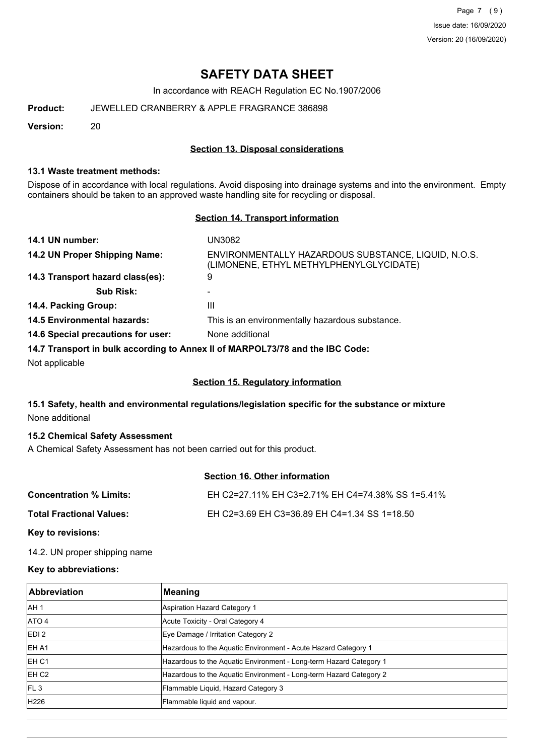# SAFETY DATA SHEET

In accordance with REACH Regulation EC No.1907/2006

**Product:** JEWELLED CRANBERRY & APPLE FRAGRANCE 386898

**Version:** 20

## Section 13. Disposal considerations

### 13.1 Waste treatment methods:

Dispose of in accordance with local regulations. Avoid disposing into drainage systems and into the environment. Empty containers should be taken to an approved waste handling site for recycling or disposal.

## Section 14. Transport information

**14.1 UN number:** UN3082

**14.2 UN Proper Shipping Name:** ENVIRONMENTALLY HAZARDOUS SUBSTANCE, LIQUID, N.O.S. (LIMONENE, ETHYL METHYLPHENYLGLYCIDATE)

**14.3 Transport hazard class(es):** 9

**Sub Risk:** -

**14.4. Packing Group:** III

**14.5 Environmental hazards:** This is an environmentally hazardous substance.

**14.6 Special precautions for user:** None additional

**14.7 Transport in bulk according to Annex II of MARPOL73/78 and the IBC Code:**

Not applicable

## Section 15. Regulatory information

### 15.1 Safety, health and environmental regulations/legislation specific for the substance or mixture

None additional

### 15.2 Chemical Safety Assessment

A Chemical Safety Assessment has not been carried out for this product.

## Section 16. Other information

**Concentration % Limits:** EH C2=27.11% EH C3=2.71% EH C4=74.38% SS 1=5.41%

**Total Fractional Values:** EH C2=3.69 EH C3=36.89 EH C4=1.34 SS 1=18.50

**Key to revisions:**

14.2. UN proper shipping name

**Key to abbreviations:**

| Abbreviation | Meaning |
|---|---|
| AH 1 | Aspiration Hazard Category 1 |
| ATO 4 | Acute Toxicity - Oral Category 4 |
| EDI 2 | Eye Damage / Irritation Category 2 |
| EH A1 | Hazardous to the Aquatic Environment - Acute Hazard Category 1 |
| EH C1 | Hazardous to the Aquatic Environment - Long-term Hazard Category 1 |
| EH C2 | Hazardous to the Aquatic Environment - Long-term Hazard Category 2 |
| FL 3 | Flammable Liquid, Hazard Category 3 |
| H226 | Flammable liquid and vapour. |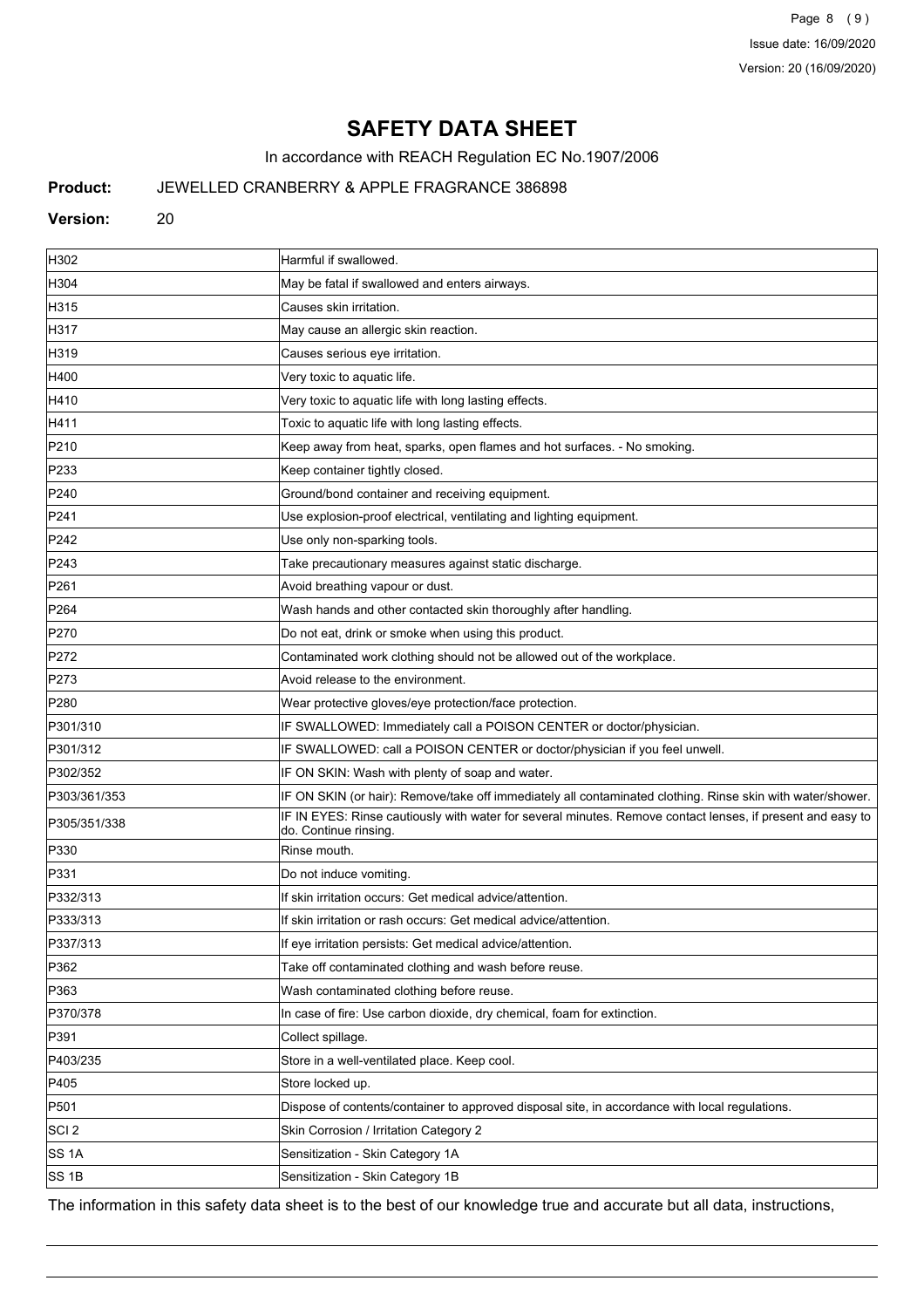# SAFETY DATA SHEET

In accordance with REACH Regulation EC No.1907/2006

**Product:** JEWELLED CRANBERRY & APPLE FRAGRANCE 386898

**Version:** 20

| | |
|---|---|
| H302 | Harmful if swallowed. |
| H304 | May be fatal if swallowed and enters airways. |
| H315 | Causes skin irritation. |
| H317 | May cause an allergic skin reaction. |
| H319 | Causes serious eye irritation. |
| H400 | Very toxic to aquatic life. |
| H410 | Very toxic to aquatic life with long lasting effects. |
| H411 | Toxic to aquatic life with long lasting effects. |
| P210 | Keep away from heat, sparks, open flames and hot surfaces. - No smoking. |
| P233 | Keep container tightly closed. |
| P240 | Ground/bond container and receiving equipment. |
| P241 | Use explosion-proof electrical, ventilating and lighting equipment. |
| P242 | Use only non-sparking tools. |
| P243 | Take precautionary measures against static discharge. |
| P261 | Avoid breathing vapour or dust. |
| P264 | Wash hands and other contacted skin thoroughly after handling. |
| P270 | Do not eat, drink or smoke when using this product. |
| P272 | Contaminated work clothing should not be allowed out of the workplace. |
| P273 | Avoid release to the environment. |
| P280 | Wear protective gloves/eye protection/face protection. |
| P301/310 | IF SWALLOWED: Immediately call a POISON CENTER or doctor/physician. |
| P301/312 | IF SWALLOWED: call a POISON CENTER or doctor/physician if you feel unwell. |
| P302/352 | IF ON SKIN: Wash with plenty of soap and water. |
| P303/361/353 | IF ON SKIN (or hair): Remove/take off immediately all contaminated clothing. Rinse skin with water/shower. |
| P305/351/338 | IF IN EYES: Rinse cautiously with water for several minutes. Remove contact lenses, if present and easy to do. Continue rinsing. |
| P330 | Rinse mouth. |
| P331 | Do not induce vomiting. |
| P332/313 | If skin irritation occurs: Get medical advice/attention. |
| P333/313 | If skin irritation or rash occurs: Get medical advice/attention. |
| P337/313 | If eye irritation persists: Get medical advice/attention. |
| P362 | Take off contaminated clothing and wash before reuse. |
| P363 | Wash contaminated clothing before reuse. |
| P370/378 | In case of fire: Use carbon dioxide, dry chemical, foam for extinction. |
| P391 | Collect spillage. |
| P403/235 | Store in a well-ventilated place. Keep cool. |
| P405 | Store locked up. |
| P501 | Dispose of contents/container to approved disposal site, in accordance with local regulations. |
| SCI 2 | Skin Corrosion / Irritation Category 2 |
| SS 1A | Sensitization - Skin Category 1A |
| SS 1B | Sensitization - Skin Category 1B |

The information in this safety data sheet is to the best of our knowledge true and accurate but all data, instructions,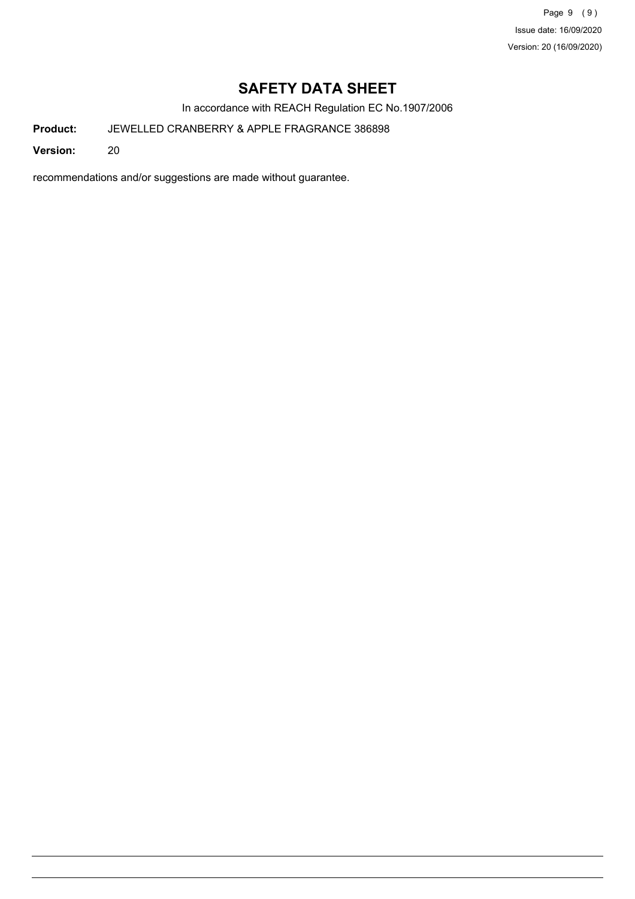recommendations and/or suggestions are made without guarantee.